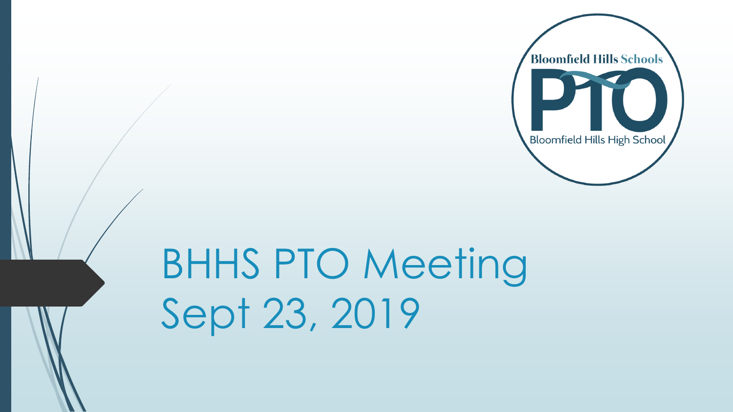Bloomfield Hills Schools

PTO

Bloomfield Hills High School

# BHHS PTO Meeting Sept 23, 2019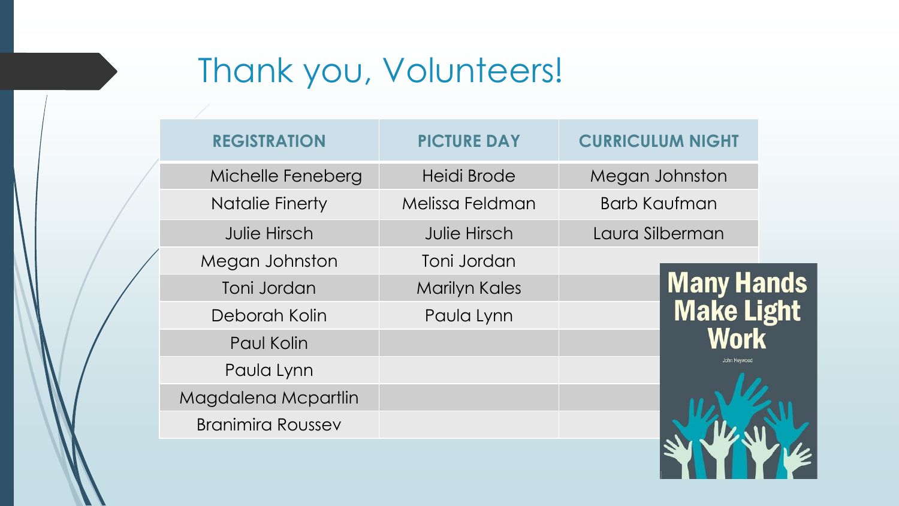# Thank you, Volunteers!

| REGISTRATION | PICTURE DAY | CURRICULUM NIGHT |
| --- | --- | --- |
| Michelle Feneberg | Heidi Brode | Megan Johnston |
| Natalie Finerty | Melissa Feldman | Barb Kaufman |
| Julie Hirsch | Julie Hirsch | Laura Silberman |
| Megan Johnston | Toni Jordan | |
| Toni Jordan | Marilyn Kales | |
| Deborah Kolin | Paula Lynn | |
| Paul Kolin | | |
| Paula Lynn | | |
| Magdalena Mcpartlin | | |
| Branimira Roussev | | |

Many Hands Make Light Work

John Heywood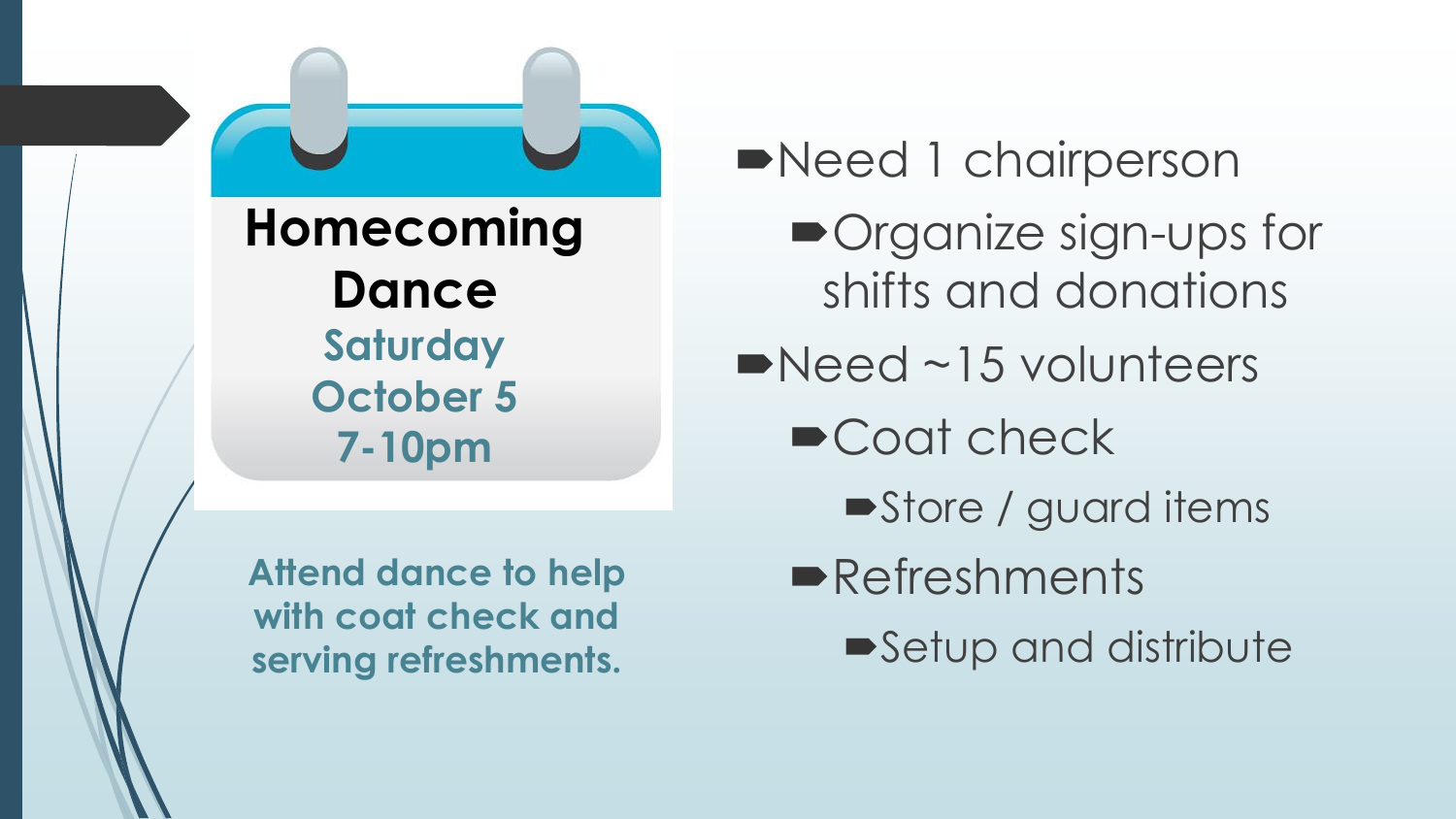## Homecoming Dance

**Saturday**
**October 5**
**7-10pm**

**Attend dance to help with coat check and serving refreshments.**

- Need 1 chairperson
  - Organize sign-ups for shifts and donations
- Need ~15 volunteers
  - Coat check
    - Store / guard items
  - Refreshments
    - Setup and distribute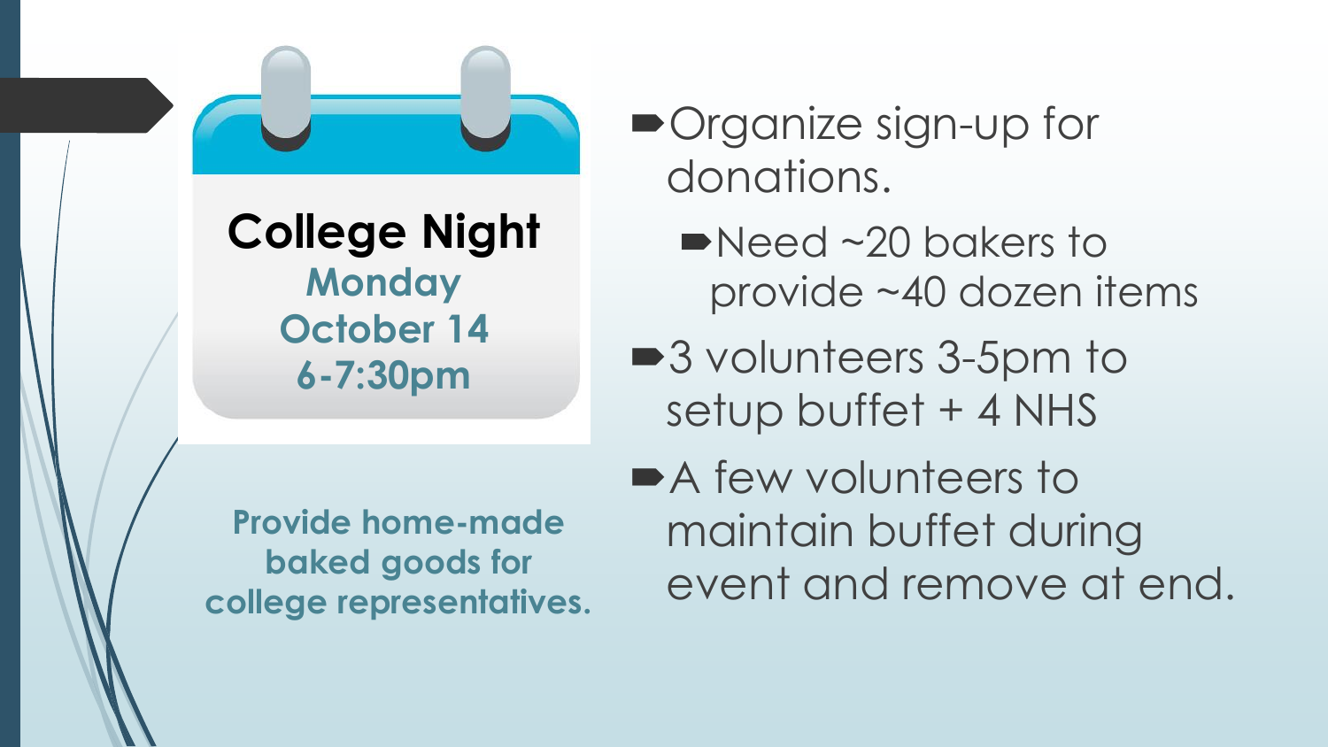**College Night**

**Monday**
**October 14**
**6-7:30pm**

**Provide home-made baked goods for college representatives.**

- Organize sign-up for donations.
  - Need ~20 bakers to provide ~40 dozen items
- 3 volunteers 3-5pm to setup buffet + 4 NHS
- A few volunteers to maintain buffet during event and remove at end.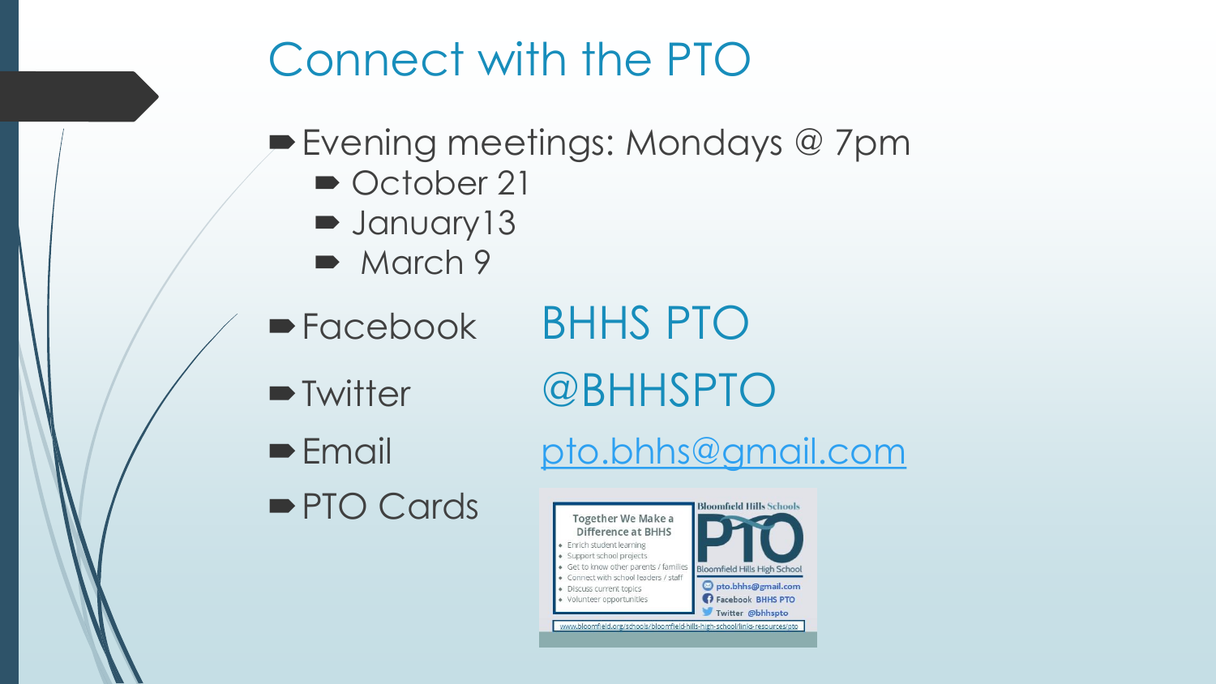# Connect with the PTO

- Evening meetings: Mondays @ 7pm
  - October 21
  - January13
  - March 9
- Facebook BHHS PTO
- Twitter @BHHSPTO
- Email pto.bhhs@gmail.com
- PTO Cards

Together We Make a Difference at BHHS

- Enrich student learning
- Support school projects
- Get to know other parents / families
- Connect with school leaders / staff
- Discuss current topics
- Volunteer opportunities

Bloomfield Hills Schools

PTO

Bloomfield Hills High School

pto.bhhs@gmail.com

Facebook BHHS PTO

Twitter @bhhspto

www.bloomfield.org/schools/bloomfield-hills-high-school/links-resources/pto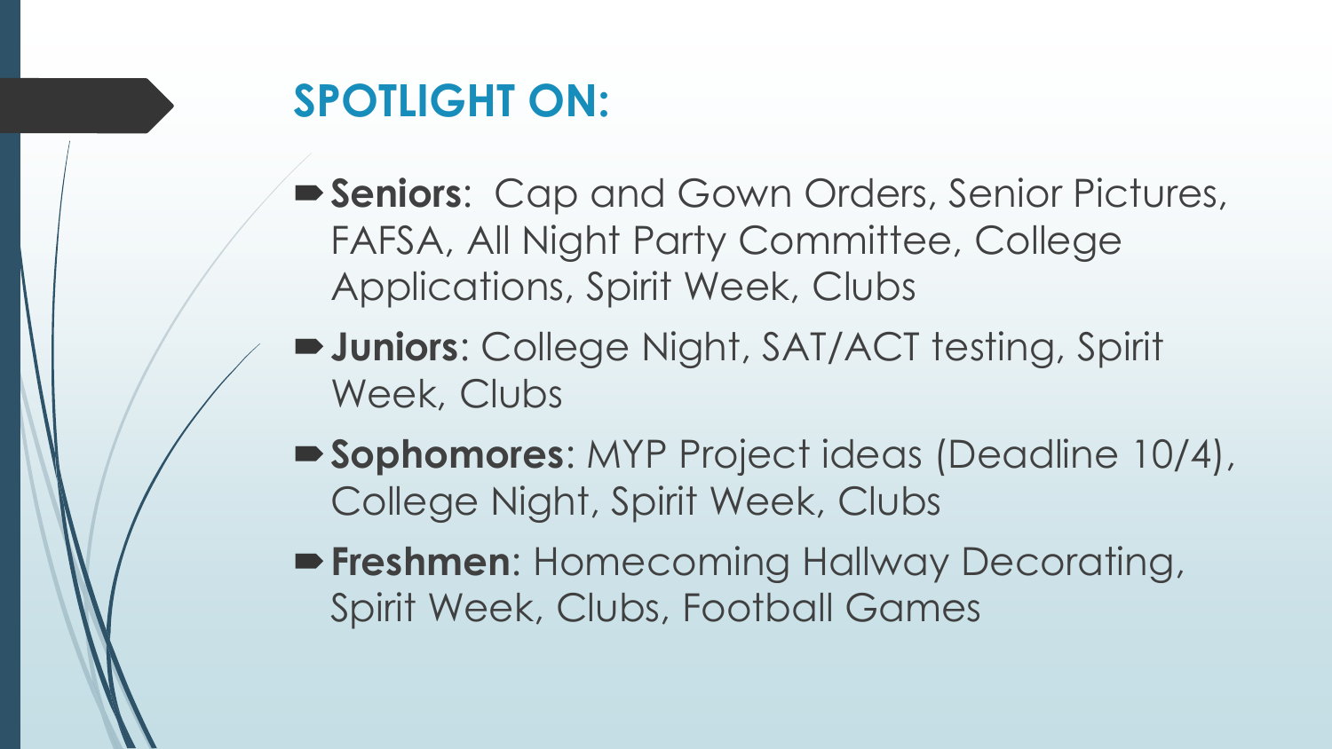## SPOTLIGHT ON:

- **Seniors**: Cap and Gown Orders, Senior Pictures, FAFSA, All Night Party Committee, College Applications, Spirit Week, Clubs
- **Juniors**: College Night, SAT/ACT testing, Spirit Week, Clubs
- **Sophomores**: MYP Project ideas (Deadline 10/4), College Night, Spirit Week, Clubs
- **Freshmen**: Homecoming Hallway Decorating, Spirit Week, Clubs, Football Games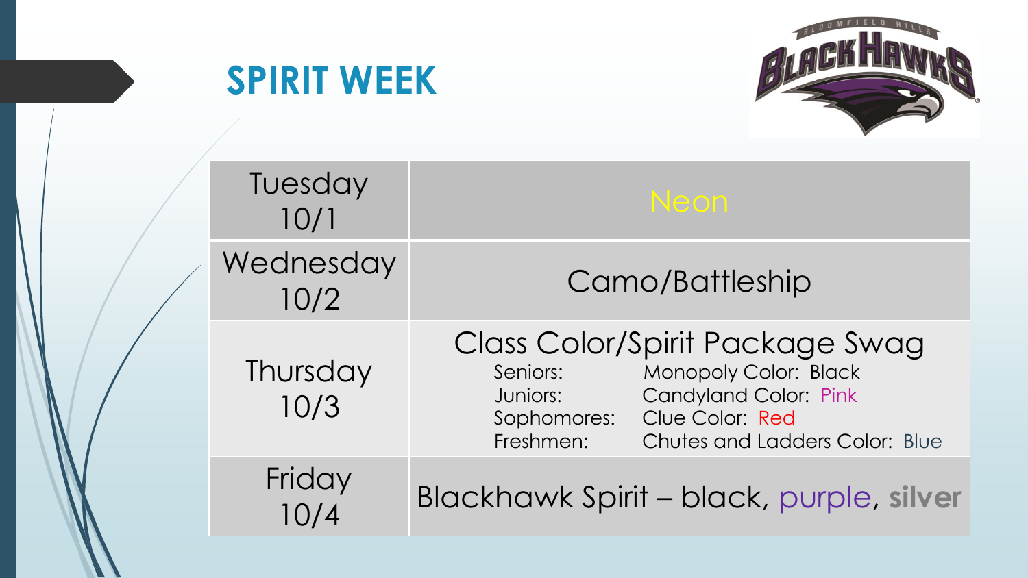# SPIRIT WEEK

| | |
|---|---|
| Tuesday 10/1 | Neon |
| Wednesday 10/2 | Camo/Battleship |
| Thursday 10/3 | Class Color/Spirit Package Swag<br>Seniors: Monopoly Color: Black<br>Juniors: Candyland Color: Pink<br>Sophomores: Clue Color: Red<br>Freshmen: Chutes and Ladders Color: Blue |
| Friday 10/4 | Blackhawk Spirit – black, purple, **silver** |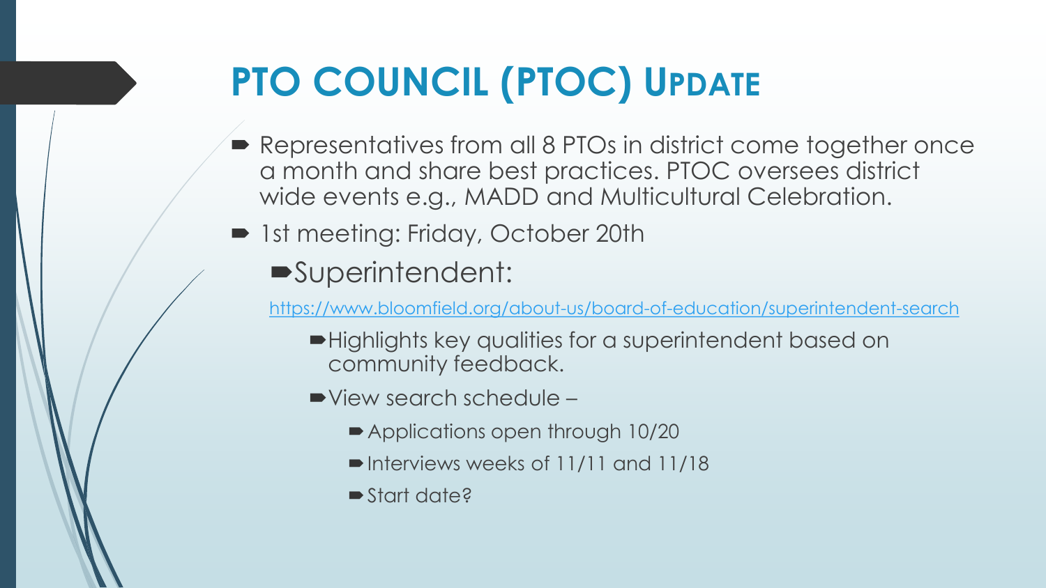# PTO COUNCIL (PTOC) UPDATE

- Representatives from all 8 PTOs in district come together once a month and share best practices. PTOC oversees district wide events e.g., MADD and Multicultural Celebration.
- 1st meeting: Friday, October 20th
  - Superintendent:

    https://www.bloomfield.org/about-us/board-of-education/superintendent-search

    - Highlights key qualities for a superintendent based on community feedback.
    - View search schedule –
      - Applications open through 10/20
      - Interviews weeks of 11/11 and 11/18
      - Start date?